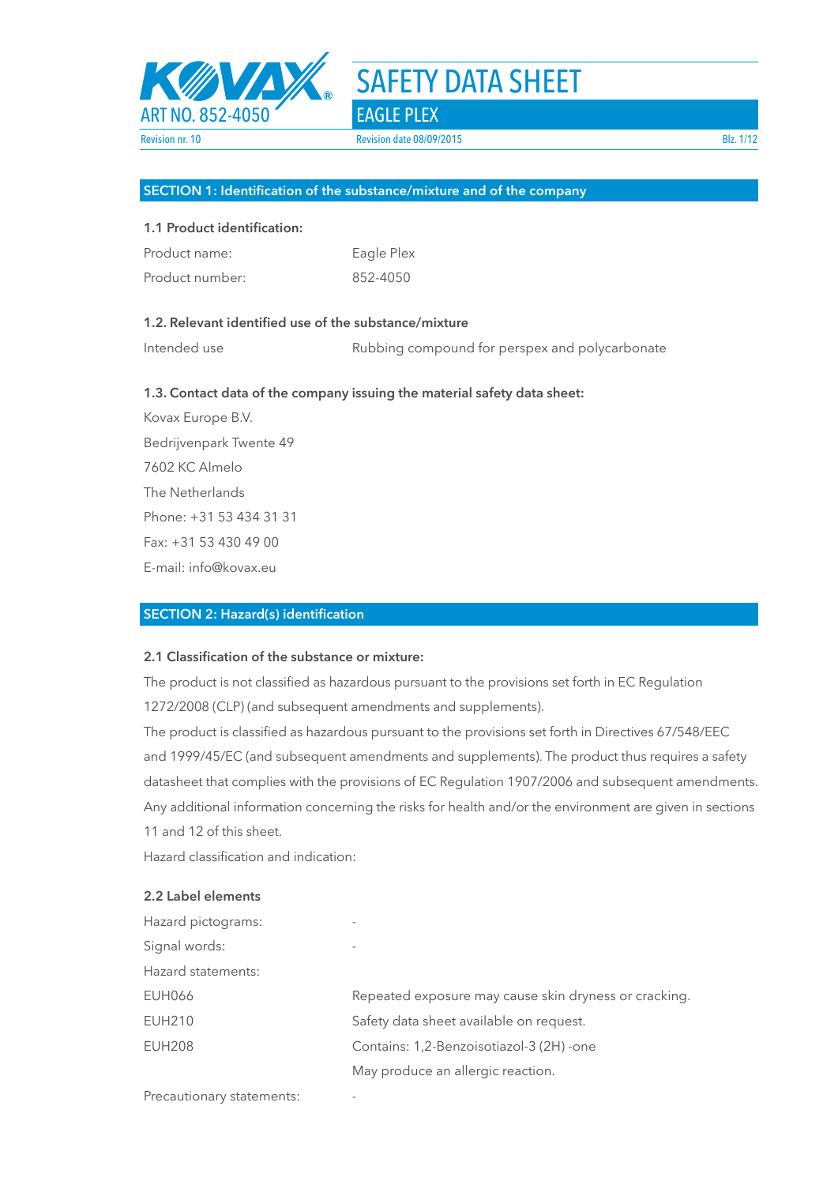KOVAX®

ART NO. 852-4050

# SAFETY DATA SHEET

## EAGLE PLEX

Revision nr. 10 | Revision date 08/09/2015

## SECTION 1: Identification of the substance/mixture and of the company

### 1.1 Product identification:

| | |
|---|---|
| Product name: | Eagle Plex |
| Product number: | 852-4050 |

### 1.2. Relevant identified use of the substance/mixture

| | |
|---|---|
| Intended use | Rubbing compound for perspex and polycarbonate |

### 1.3. Contact data of the company issuing the material safety data sheet:

Kovax Europe B.V.
Bedrijvenpark Twente 49
7602 KC Almelo
The Netherlands
Phone: +31 53 434 31 31
Fax: +31 53 430 49 00
E-mail: info@kovax.eu

## SECTION 2: Hazard(s) identification

### 2.1 Classification of the substance or mixture:

The product is not classified as hazardous pursuant to the provisions set forth in EC Regulation 1272/2008 (CLP) (and subsequent amendments and supplements).

The product is classified as hazardous pursuant to the provisions set forth in Directives 67/548/EEC and 1999/45/EC (and subsequent amendments and supplements). The product thus requires a safety datasheet that complies with the provisions of EC Regulation 1907/2006 and subsequent amendments.

Any additional information concerning the risks for health and/or the environment are given in sections 11 and 12 of this sheet.

Hazard classification and indication:

### 2.2 Label elements

| | |
|---|---|
| Hazard pictograms: | - |
| Signal words: | - |
| Hazard statements: | |
| EUH066 | Repeated exposure may cause skin dryness or cracking. |
| EUH210 | Safety data sheet available on request. |
| EUH208 | Contains: 1,2-Benzoisotiazol-3 (2H) -one<br>May produce an allergic reaction. |
| Precautionary statements: | - |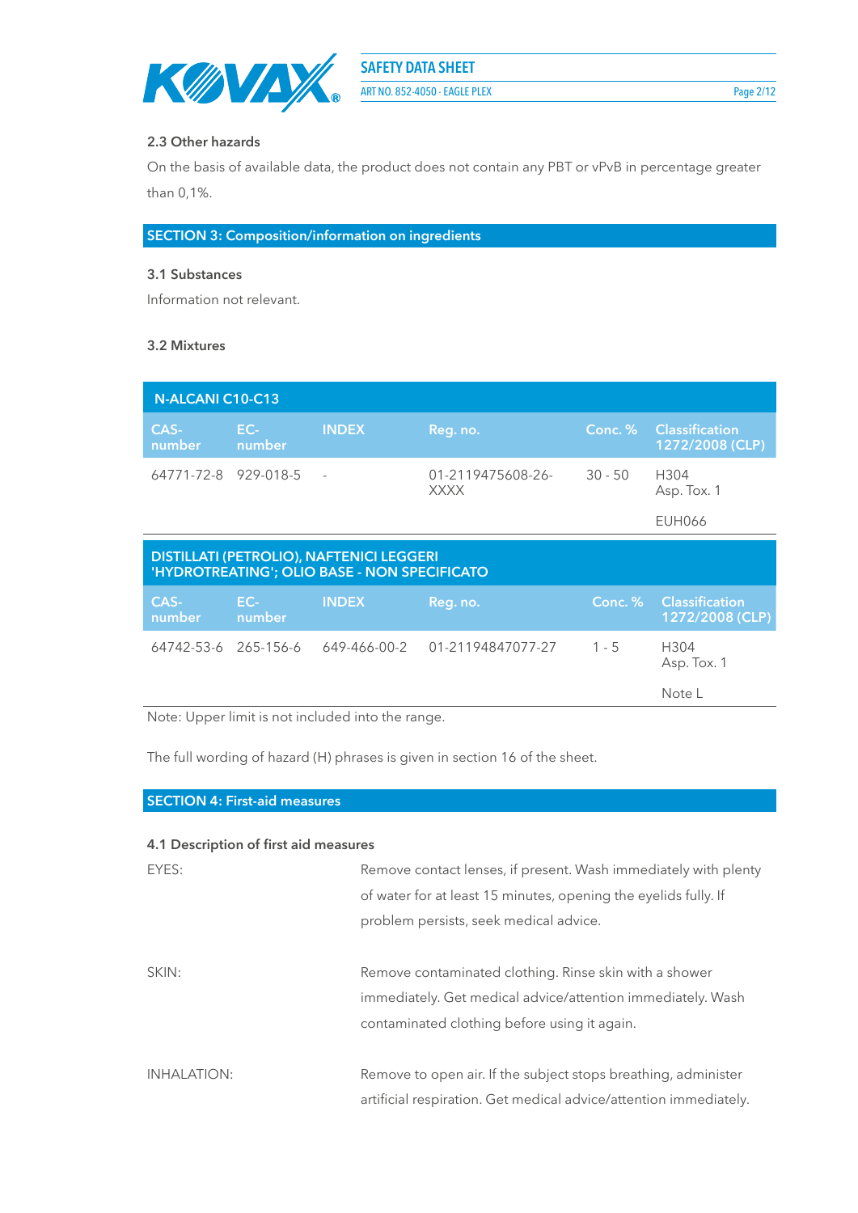### 2.3 Other hazards

On the basis of available data, the product does not contain any PBT or vPvB in percentage greater than 0,1%.

## SECTION 3: Composition/information on ingredients

### 3.1 Substances

Information not relevant.

### 3.2 Mixtures

| N-ALCANI C10-C13 | | | | | |
|---|---|---|---|---|---|
| CAS-number | EC-number | INDEX | Reg. no. | Conc. % | Classification 1272/2008 (CLP) |
| 64771-72-8 | 929-018-5 | - | 01-2119475608-26-XXXX | 30 - 50 | H304<br>Asp. Tox. 1<br><br>EUH066 |

| DISTILLATI (PETROLIO), NAFTENICI LEGGERI 'HYDROTREATING'; OLIO BASE - NON SPECIFICATO | | | | | |
|---|---|---|---|---|---|
| CAS-number | EC-number | INDEX | Reg. no. | Conc. % | Classification 1272/2008 (CLP) |
| 64742-53-6 | 265-156-6 | 649-466-00-2 | 01-21194847077-27 | 1 - 5 | H304<br>Asp. Tox. 1<br><br>Note L |

Note: Upper limit is not included into the range.

The full wording of hazard (H) phrases is given in section 16 of the sheet.

## SECTION 4: First-aid measures

### 4.1 Description of first aid measures

EYES: Remove contact lenses, if present. Wash immediately with plenty of water for at least 15 minutes, opening the eyelids fully. If problem persists, seek medical advice.

SKIN: Remove contaminated clothing. Rinse skin with a shower immediately. Get medical advice/attention immediately. Wash contaminated clothing before using it again.

INHALATION: Remove to open air. If the subject stops breathing, administer artificial respiration. Get medical advice/attention immediately.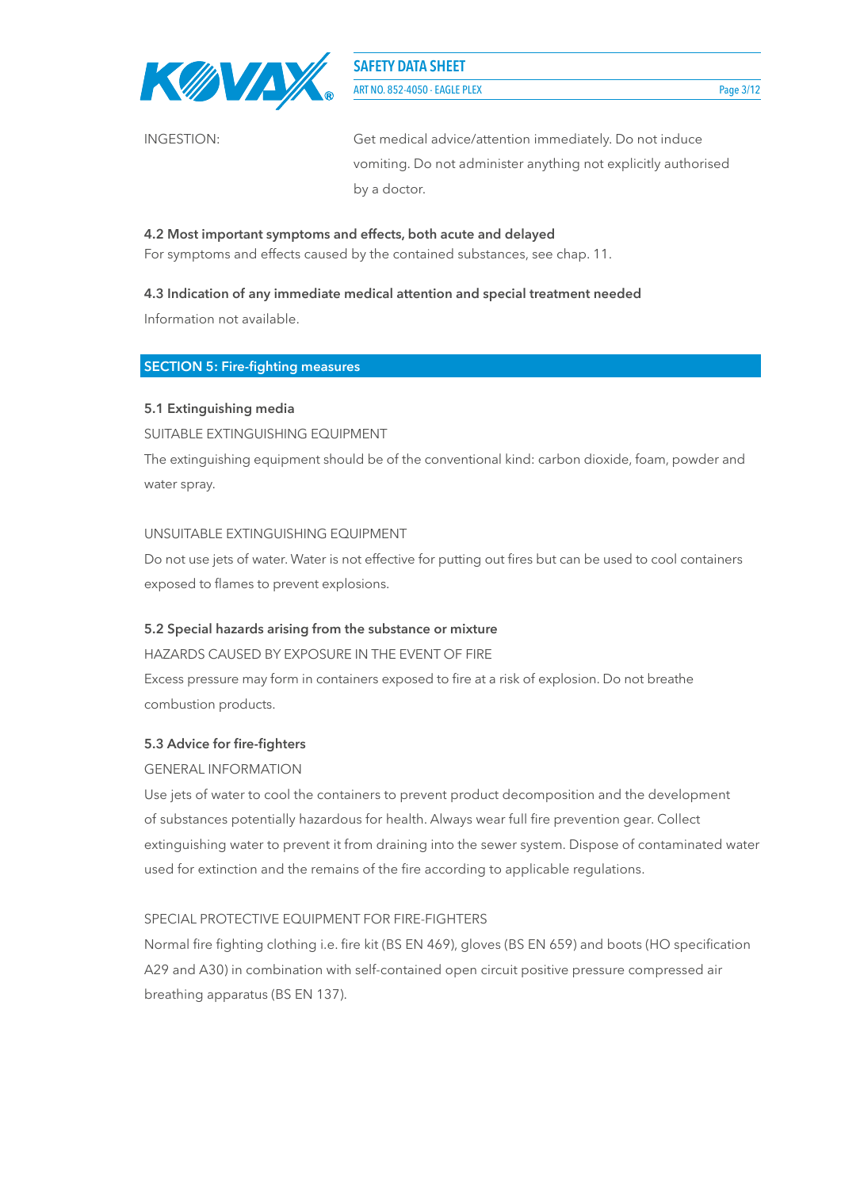INGESTION: Get medical advice/attention immediately. Do not induce vomiting. Do not administer anything not explicitly authorised by a doctor.

**4.2 Most important symptoms and effects, both acute and delayed**

For symptoms and effects caused by the contained substances, see chap. 11.

**4.3 Indication of any immediate medical attention and special treatment needed**

Information not available.

## SECTION 5: Fire-fighting measures

**5.1 Extinguishing media**

SUITABLE EXTINGUISHING EQUIPMENT

The extinguishing equipment should be of the conventional kind: carbon dioxide, foam, powder and water spray.

UNSUITABLE EXTINGUISHING EQUIPMENT

Do not use jets of water. Water is not effective for putting out fires but can be used to cool containers exposed to flames to prevent explosions.

**5.2 Special hazards arising from the substance or mixture**

HAZARDS CAUSED BY EXPOSURE IN THE EVENT OF FIRE

Excess pressure may form in containers exposed to fire at a risk of explosion. Do not breathe combustion products.

**5.3 Advice for fire-fighters**

GENERAL INFORMATION

Use jets of water to cool the containers to prevent product decomposition and the development of substances potentially hazardous for health. Always wear full fire prevention gear. Collect extinguishing water to prevent it from draining into the sewer system. Dispose of contaminated water used for extinction and the remains of the fire according to applicable regulations.

SPECIAL PROTECTIVE EQUIPMENT FOR FIRE-FIGHTERS

Normal fire fighting clothing i.e. fire kit (BS EN 469), gloves (BS EN 659) and boots (HO specification A29 and A30) in combination with self-contained open circuit positive pressure compressed air breathing apparatus (BS EN 137).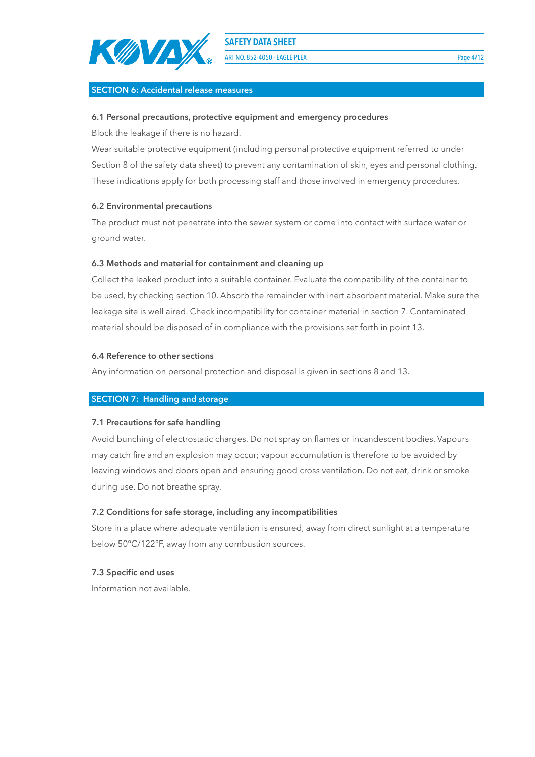## SECTION 6: Accidental release measures

### 6.1 Personal precautions, protective equipment and emergency procedures

Block the leakage if there is no hazard.

Wear suitable protective equipment (including personal protective equipment referred to under Section 8 of the safety data sheet) to prevent any contamination of skin, eyes and personal clothing. These indications apply for both processing staff and those involved in emergency procedures.

### 6.2 Environmental precautions

The product must not penetrate into the sewer system or come into contact with surface water or ground water.

### 6.3 Methods and material for containment and cleaning up

Collect the leaked product into a suitable container. Evaluate the compatibility of the container to be used, by checking section 10. Absorb the remainder with inert absorbent material. Make sure the leakage site is well aired. Check incompatibility for container material in section 7. Contaminated material should be disposed of in compliance with the provisions set forth in point 13.

### 6.4 Reference to other sections

Any information on personal protection and disposal is given in sections 8 and 13.

## SECTION 7: Handling and storage

### 7.1 Precautions for safe handling

Avoid bunching of electrostatic charges. Do not spray on flames or incandescent bodies. Vapours may catch fire and an explosion may occur; vapour accumulation is therefore to be avoided by leaving windows and doors open and ensuring good cross ventilation. Do not eat, drink or smoke during use. Do not breathe spray.

### 7.2 Conditions for safe storage, including any incompatibilities

Store in a place where adequate ventilation is ensured, away from direct sunlight at a temperature below 50°C/122°F, away from any combustion sources.

### 7.3 Specific end uses

Information not available.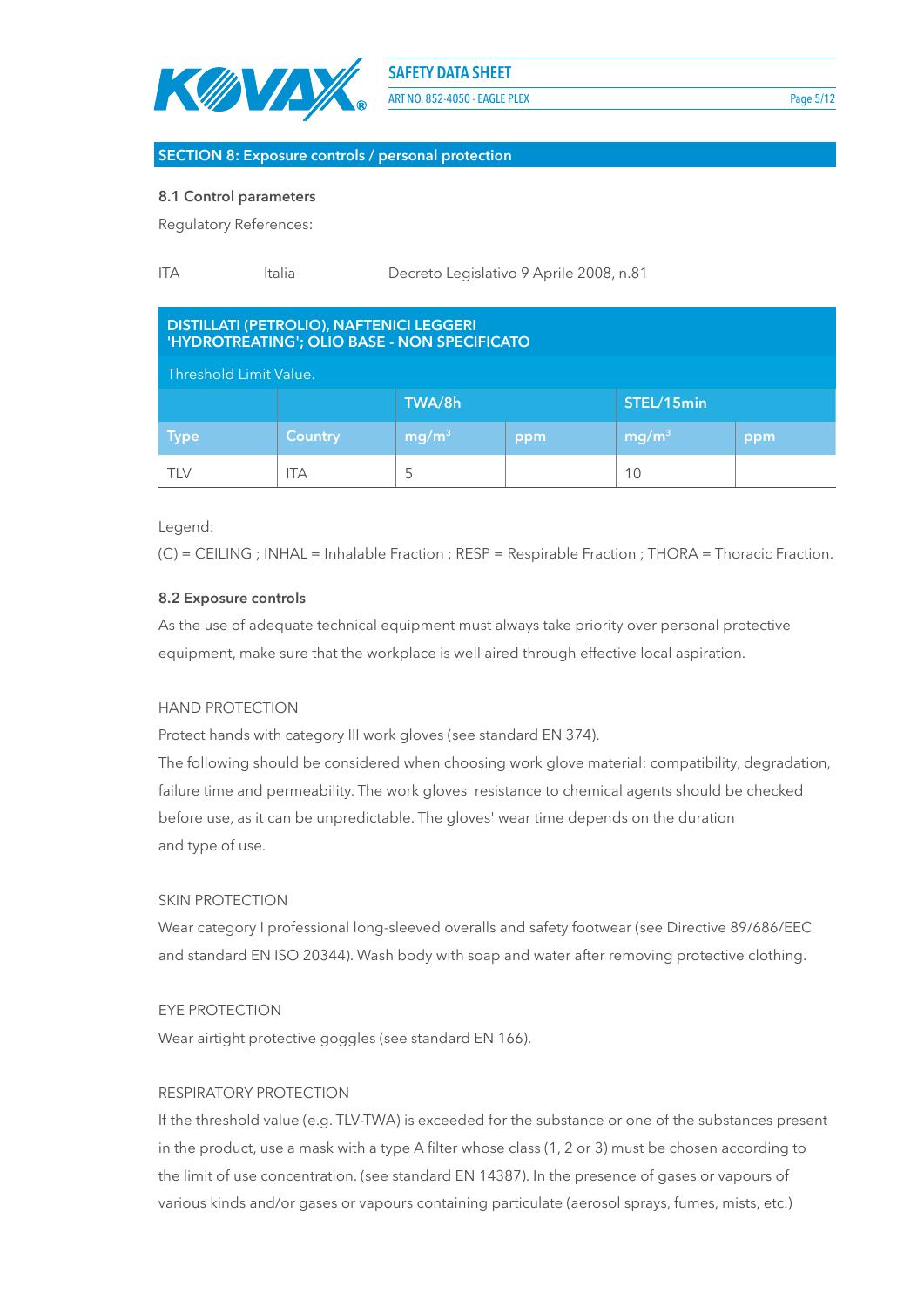## SECTION 8: Exposure controls / personal protection

### 8.1 Control parameters

Regulatory References:

| ITA | Italia | Decreto Legislativo 9 Aprile 2008, n.81 |
|---|---|---|

| DISTILLATI (PETROLIO), NAFTENICI LEGGERI 'HYDROTREATING'; OLIO BASE - NON SPECIFICATO | | | | | |
|---|---|---|---|---|---|
| Threshold Limit Value. | | | | | |
| | | TWA/8h | | STEL/15min | |
| Type | Country | mg/m$^3$ | ppm | mg/m$^3$ | ppm |
| TLV | ITA | 5 | | 10 | |

Legend:

(C) = CEILING ; INHAL = Inhalable Fraction ; RESP = Respirable Fraction ; THORA = Thoracic Fraction.

### 8.2 Exposure controls

As the use of adequate technical equipment must always take priority over personal protective equipment, make sure that the workplace is well aired through effective local aspiration.

HAND PROTECTION

Protect hands with category III work gloves (see standard EN 374).

The following should be considered when choosing work glove material: compatibility, degradation, failure time and permeability. The work gloves' resistance to chemical agents should be checked before use, as it can be unpredictable. The gloves' wear time depends on the duration and type of use.

SKIN PROTECTION

Wear category I professional long-sleeved overalls and safety footwear (see Directive 89/686/EEC and standard EN ISO 20344). Wash body with soap and water after removing protective clothing.

EYE PROTECTION

Wear airtight protective goggles (see standard EN 166).

RESPIRATORY PROTECTION

If the threshold value (e.g. TLV-TWA) is exceeded for the substance or one of the substances present in the product, use a mask with a type A filter whose class (1, 2 or 3) must be chosen according to the limit of use concentration. (see standard EN 14387). In the presence of gases or vapours of various kinds and/or gases or vapours containing particulate (aerosol sprays, fumes, mists, etc.)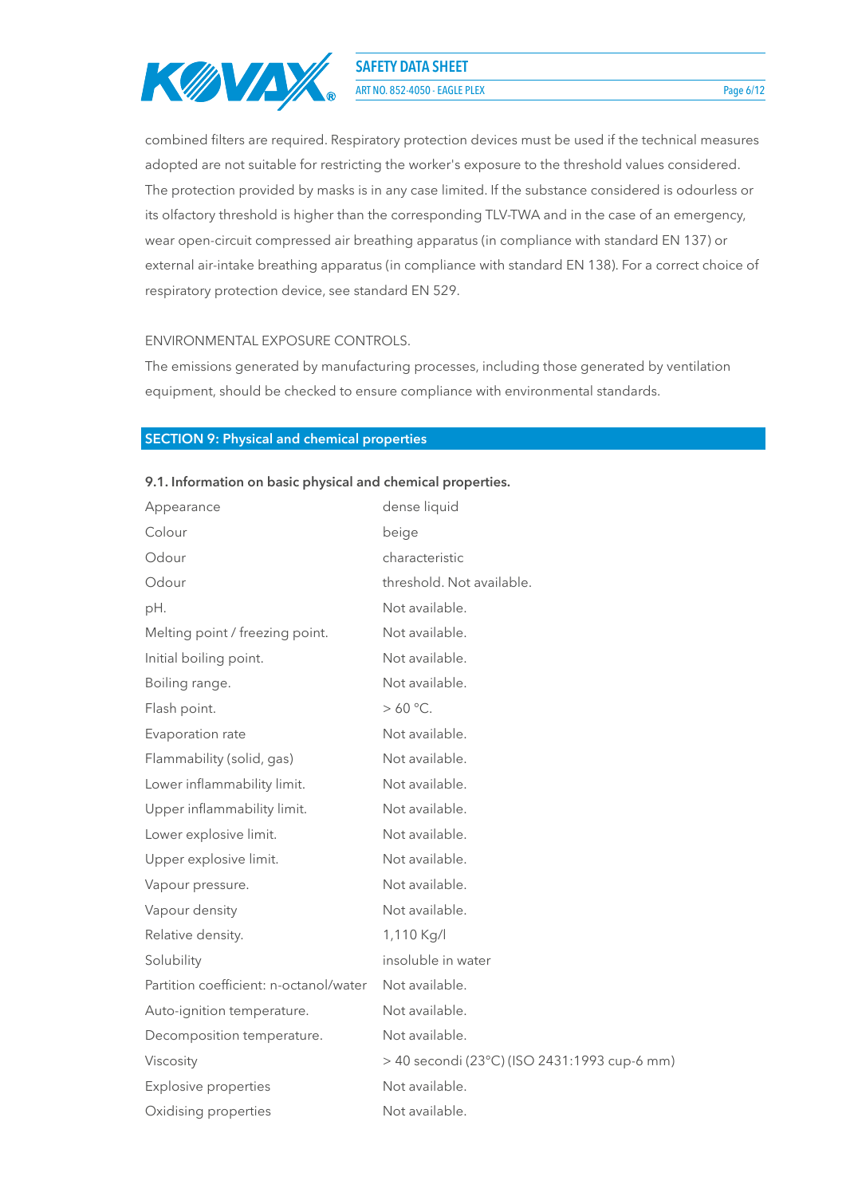combined filters are required. Respiratory protection devices must be used if the technical measures adopted are not suitable for restricting the worker's exposure to the threshold values considered. The protection provided by masks is in any case limited. If the substance considered is odourless or its olfactory threshold is higher than the corresponding TLV-TWA and in the case of an emergency, wear open-circuit compressed air breathing apparatus (in compliance with standard EN 137) or external air-intake breathing apparatus (in compliance with standard EN 138). For a correct choice of respiratory protection device, see standard EN 529.

ENVIRONMENTAL EXPOSURE CONTROLS.

The emissions generated by manufacturing processes, including those generated by ventilation equipment, should be checked to ensure compliance with environmental standards.

## SECTION 9: Physical and chemical properties

### 9.1. Information on basic physical and chemical properties.

| | |
|---|---|
| Appearance | dense liquid |
| Colour | beige |
| Odour | characteristic |
| Odour | threshold. Not available. |
| pH. | Not available. |
| Melting point / freezing point. | Not available. |
| Initial boiling point. | Not available. |
| Boiling range. | Not available. |
| Flash point. | > 60 °C. |
| Evaporation rate | Not available. |
| Flammability (solid, gas) | Not available. |
| Lower inflammability limit. | Not available. |
| Upper inflammability limit. | Not available. |
| Lower explosive limit. | Not available. |
| Upper explosive limit. | Not available. |
| Vapour pressure. | Not available. |
| Vapour density | Not available. |
| Relative density. | 1,110 Kg/l |
| Solubility | insoluble in water |
| Partition coefficient: n-octanol/water | Not available. |
| Auto-ignition temperature. | Not available. |
| Decomposition temperature. | Not available. |
| Viscosity | > 40 secondi (23°C) (ISO 2431:1993 cup-6 mm) |
| Explosive properties | Not available. |
| Oxidising properties | Not available. |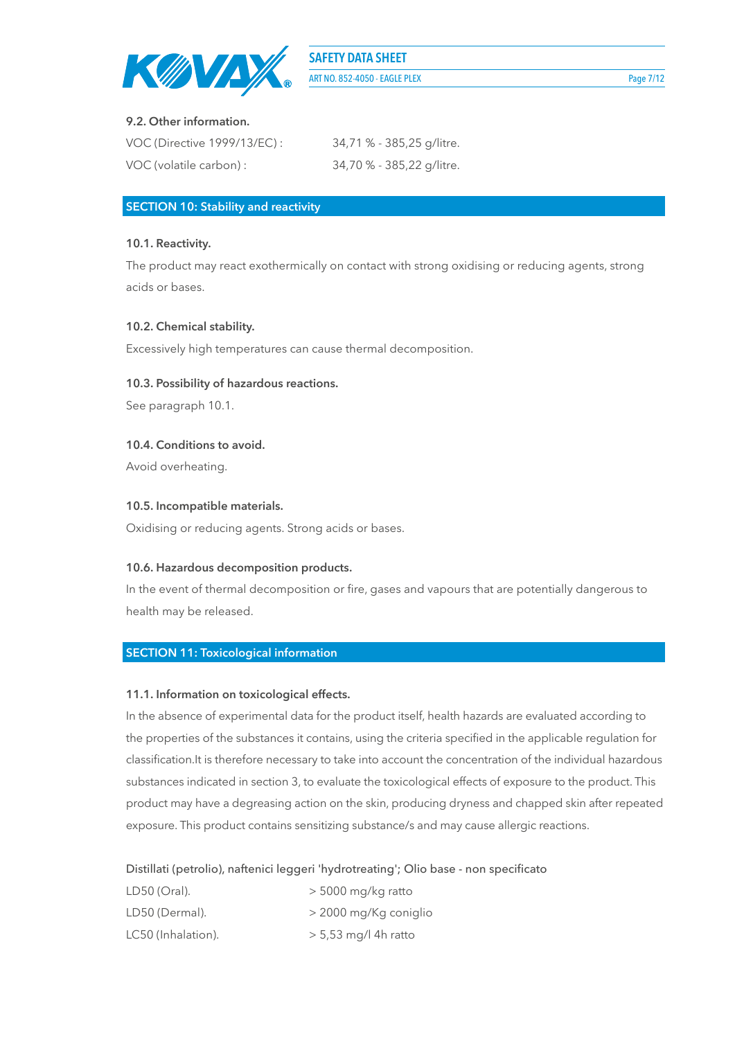### 9.2. Other information.

| | |
|---|---|
| VOC (Directive 1999/13/EC) : | 34,71 % - 385,25 g/litre. |
| VOC (volatile carbon) : | 34,70 % - 385,22 g/litre. |

## SECTION 10: Stability and reactivity

### 10.1. Reactivity.

The product may react exothermically on contact with strong oxidising or reducing agents, strong acids or bases.

### 10.2. Chemical stability.

Excessively high temperatures can cause thermal decomposition.

### 10.3. Possibility of hazardous reactions.

See paragraph 10.1.

### 10.4. Conditions to avoid.

Avoid overheating.

### 10.5. Incompatible materials.

Oxidising or reducing agents. Strong acids or bases.

### 10.6. Hazardous decomposition products.

In the event of thermal decomposition or fire, gases and vapours that are potentially dangerous to health may be released.

## SECTION 11: Toxicological information

### 11.1. Information on toxicological effects.

In the absence of experimental data for the product itself, health hazards are evaluated according to the properties of the substances it contains, using the criteria specified in the applicable regulation for classification.It is therefore necessary to take into account the concentration of the individual hazardous substances indicated in section 3, to evaluate the toxicological effects of exposure to the product. This product may have a degreasing action on the skin, producing dryness and chapped skin after repeated exposure. This product contains sensitizing substance/s and may cause allergic reactions.

Distillati (petrolio), naftenici leggeri 'hydrotreating'; Olio base - non specificato

| | |
|---|---|
| LD50 (Oral). | > 5000 mg/kg ratto |
| LD50 (Dermal). | > 2000 mg/Kg coniglio |
| LC50 (Inhalation). | > 5,53 mg/l 4h ratto |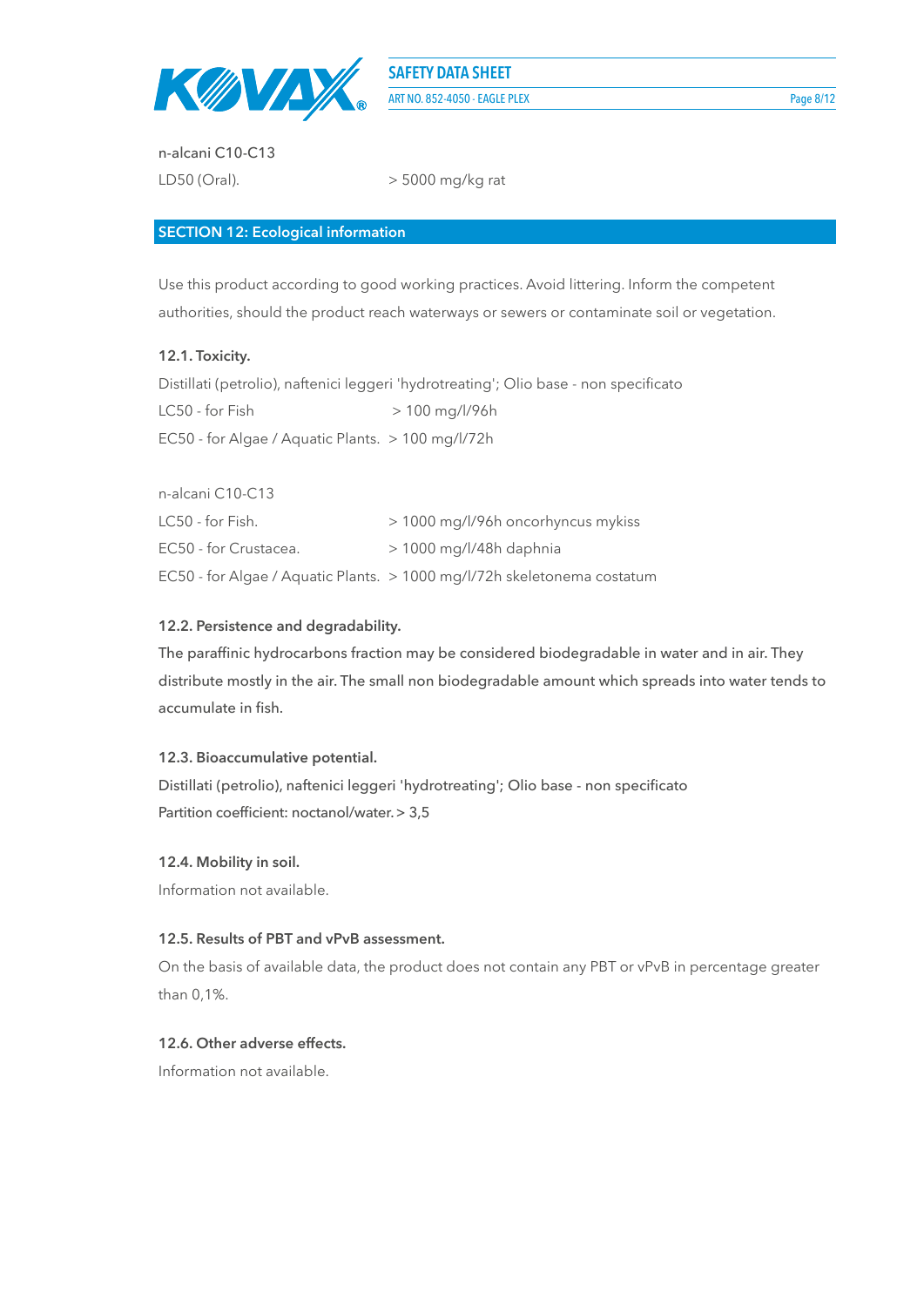n-alcani C10-C13

LD50 (Oral). > 5000 mg/kg rat

## SECTION 12: Ecological information

Use this product according to good working practices. Avoid littering. Inform the competent authorities, should the product reach waterways or sewers or contaminate soil or vegetation.

### 12.1. Toxicity.

Distillati (petrolio), naftenici leggeri 'hydrotreating'; Olio base - non specificato

| | |
|---|---|
| LC50 - for Fish | > 100 mg/l/96h |
| EC50 - for Algae / Aquatic Plants. | > 100 mg/l/72h |

n-alcani C10-C13

| | |
|---|---|
| LC50 - for Fish. | > 1000 mg/l/96h oncorhyncus mykiss |
| EC50 - for Crustacea. | > 1000 mg/l/48h daphnia |
| EC50 - for Algae / Aquatic Plants. | > 1000 mg/l/72h skeletonema costatum |

### 12.2. Persistence and degradability.

The paraffinic hydrocarbons fraction may be considered biodegradable in water and in air. They distribute mostly in the air. The small non biodegradable amount which spreads into water tends to accumulate in fish.

### 12.3. Bioaccumulative potential.

Distillati (petrolio), naftenici leggeri 'hydrotreating'; Olio base - non specificato

Partition coefficient: noctanol/water. > 3,5

### 12.4. Mobility in soil.

Information not available.

### 12.5. Results of PBT and vPvB assessment.

On the basis of available data, the product does not contain any PBT or vPvB in percentage greater than 0,1%.

### 12.6. Other adverse effects.

Information not available.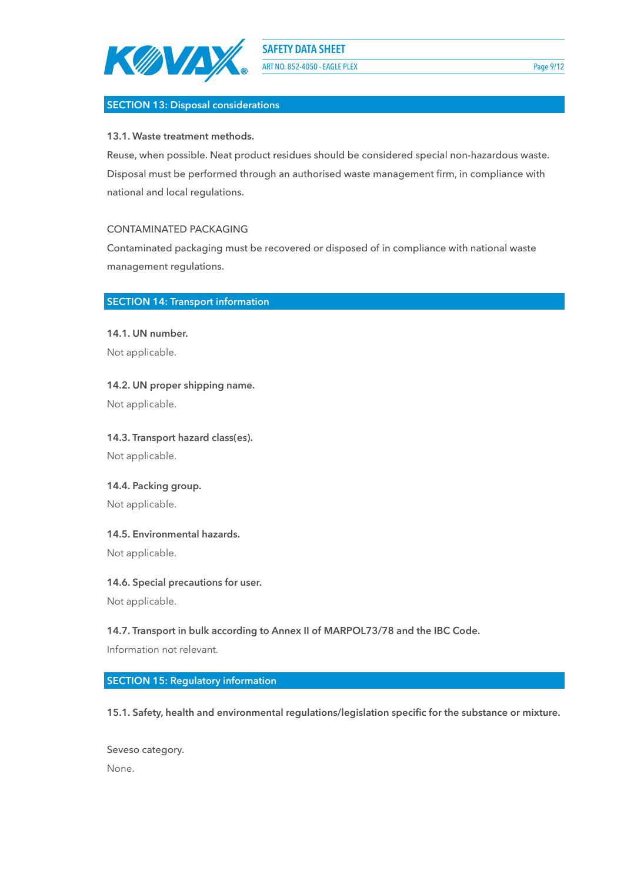## SECTION 13: Disposal considerations

**13.1. Waste treatment methods.**

Reuse, when possible. Neat product residues should be considered special non-hazardous waste. Disposal must be performed through an authorised waste management firm, in compliance with national and local regulations.

CONTAMINATED PACKAGING

Contaminated packaging must be recovered or disposed of in compliance with national waste management regulations.

## SECTION 14: Transport information

**14.1. UN number.**

Not applicable.

**14.2. UN proper shipping name.**

Not applicable.

**14.3. Transport hazard class(es).**

Not applicable.

**14.4. Packing group.**

Not applicable.

**14.5. Environmental hazards.**

Not applicable.

**14.6. Special precautions for user.**

Not applicable.

**14.7. Transport in bulk according to Annex II of MARPOL73/78 and the IBC Code.**

Information not relevant.

## SECTION 15: Regulatory information

**15.1. Safety, health and environmental regulations/legislation specific for the substance or mixture.**

Seveso category.

None.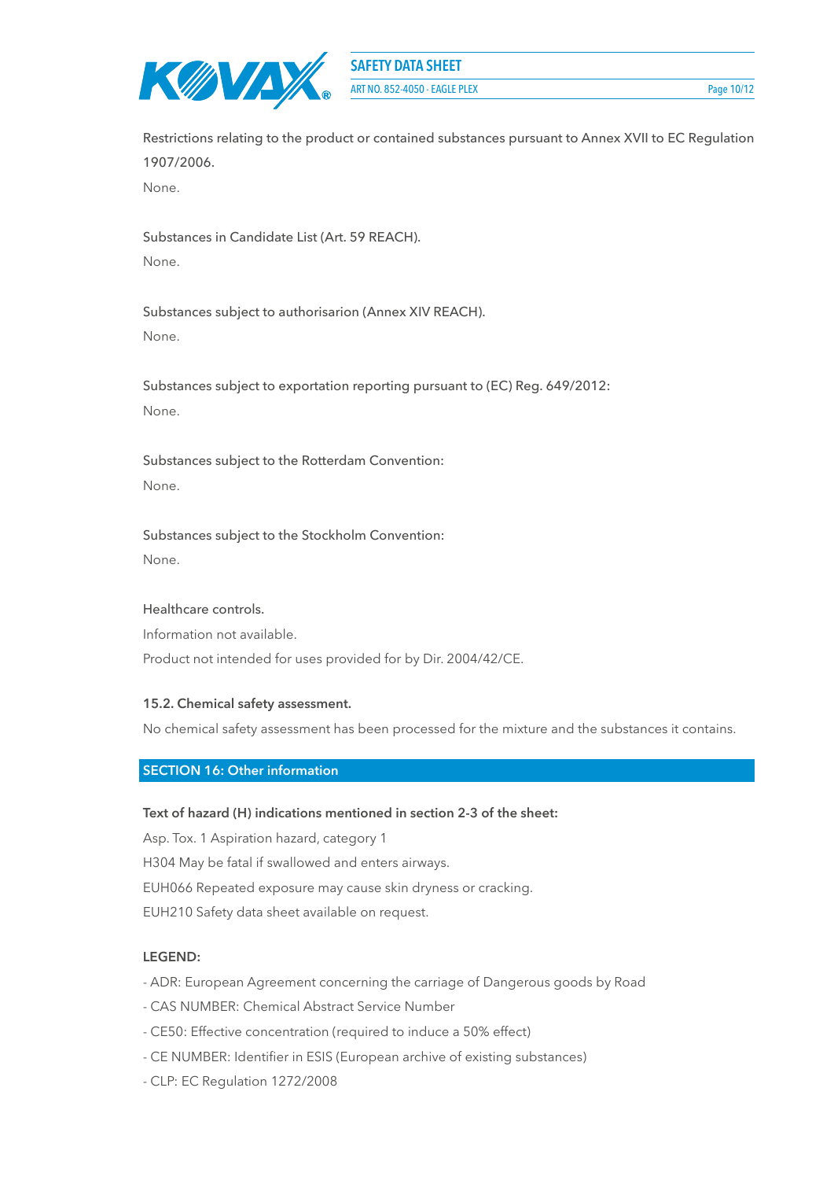Restrictions relating to the product or contained substances pursuant to Annex XVII to EC Regulation 1907/2006.

None.

Substances in Candidate List (Art. 59 REACH).

None.

Substances subject to authorisarion (Annex XIV REACH).

None.

Substances subject to exportation reporting pursuant to (EC) Reg. 649/2012:

None.

Substances subject to the Rotterdam Convention:

None.

Substances subject to the Stockholm Convention:

None.

Healthcare controls.

Information not available.

Product not intended for uses provided for by Dir. 2004/42/CE.

**15.2. Chemical safety assessment.**

No chemical safety assessment has been processed for the mixture and the substances it contains.

## SECTION 16: Other information

**Text of hazard (H) indications mentioned in section 2-3 of the sheet:**

Asp. Tox. 1 Aspiration hazard, category 1

H304 May be fatal if swallowed and enters airways.

EUH066 Repeated exposure may cause skin dryness or cracking.

EUH210 Safety data sheet available on request.

**LEGEND:**

- ADR: European Agreement concerning the carriage of Dangerous goods by Road
- CAS NUMBER: Chemical Abstract Service Number
- CE50: Effective concentration (required to induce a 50% effect)
- CE NUMBER: Identifier in ESIS (European archive of existing substances)
- CLP: EC Regulation 1272/2008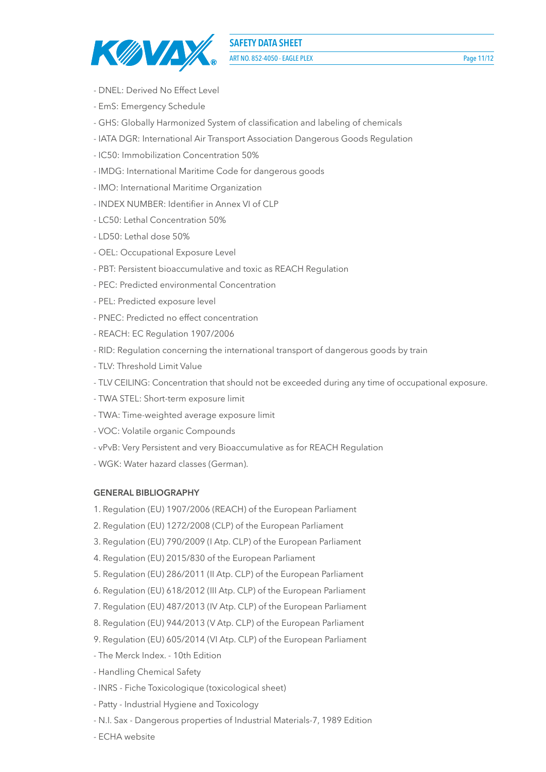- DNEL: Derived No Effect Level
- EmS: Emergency Schedule
- GHS: Globally Harmonized System of classification and labeling of chemicals
- IATA DGR: International Air Transport Association Dangerous Goods Regulation
- IC50: Immobilization Concentration 50%
- IMDG: International Maritime Code for dangerous goods
- IMO: International Maritime Organization
- INDEX NUMBER: Identifier in Annex VI of CLP
- LC50: Lethal Concentration 50%
- LD50: Lethal dose 50%
- OEL: Occupational Exposure Level
- PBT: Persistent bioaccumulative and toxic as REACH Regulation
- PEC: Predicted environmental Concentration
- PEL: Predicted exposure level
- PNEC: Predicted no effect concentration
- REACH: EC Regulation 1907/2006
- RID: Regulation concerning the international transport of dangerous goods by train
- TLV: Threshold Limit Value
- TLV CEILING: Concentration that should not be exceeded during any time of occupational exposure.
- TWA STEL: Short-term exposure limit
- TWA: Time-weighted average exposure limit
- VOC: Volatile organic Compounds
- vPvB: Very Persistent and very Bioaccumulative as for REACH Regulation
- WGK: Water hazard classes (German).

**GENERAL BIBLIOGRAPHY**

1. Regulation (EU) 1907/2006 (REACH) of the European Parliament
2. Regulation (EU) 1272/2008 (CLP) of the European Parliament
3. Regulation (EU) 790/2009 (I Atp. CLP) of the European Parliament
4. Regulation (EU) 2015/830 of the European Parliament
5. Regulation (EU) 286/2011 (II Atp. CLP) of the European Parliament
6. Regulation (EU) 618/2012 (III Atp. CLP) of the European Parliament
7. Regulation (EU) 487/2013 (IV Atp. CLP) of the European Parliament
8. Regulation (EU) 944/2013 (V Atp. CLP) of the European Parliament
9. Regulation (EU) 605/2014 (VI Atp. CLP) of the European Parliament

- The Merck Index. - 10th Edition
- Handling Chemical Safety
- INRS - Fiche Toxicologique (toxicological sheet)
- Patty - Industrial Hygiene and Toxicology
- N.I. Sax - Dangerous properties of Industrial Materials-7, 1989 Edition
- ECHA website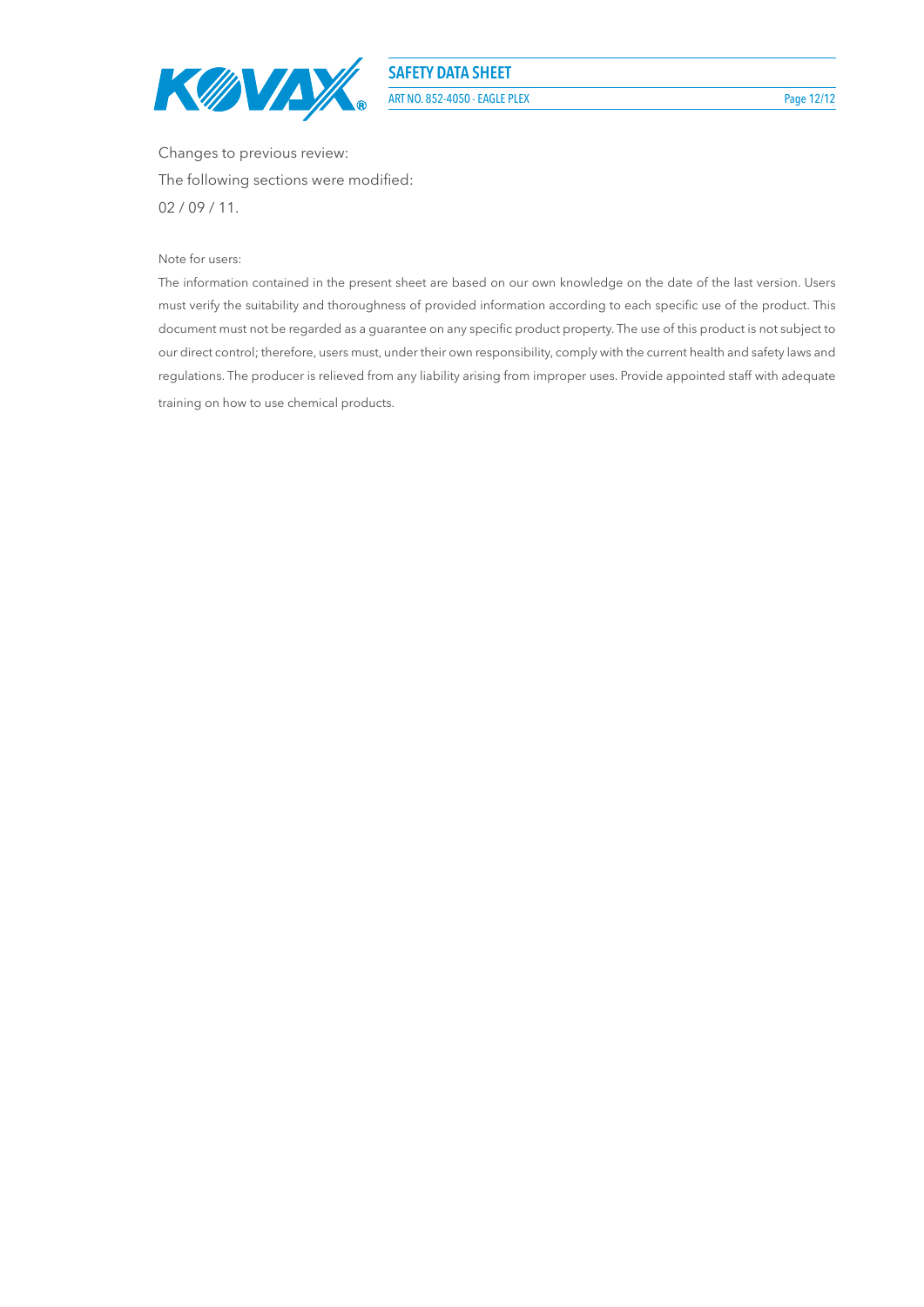Changes to previous review:

The following sections were modified:

02 / 09 / 11.

Note for users:

The information contained in the present sheet are based on our own knowledge on the date of the last version. Users must verify the suitability and thoroughness of provided information according to each specific use of the product. This document must not be regarded as a guarantee on any specific product property. The use of this product is not subject to our direct control; therefore, users must, under their own responsibility, comply with the current health and safety laws and regulations. The producer is relieved from any liability arising from improper uses. Provide appointed staff with adequate training on how to use chemical products.